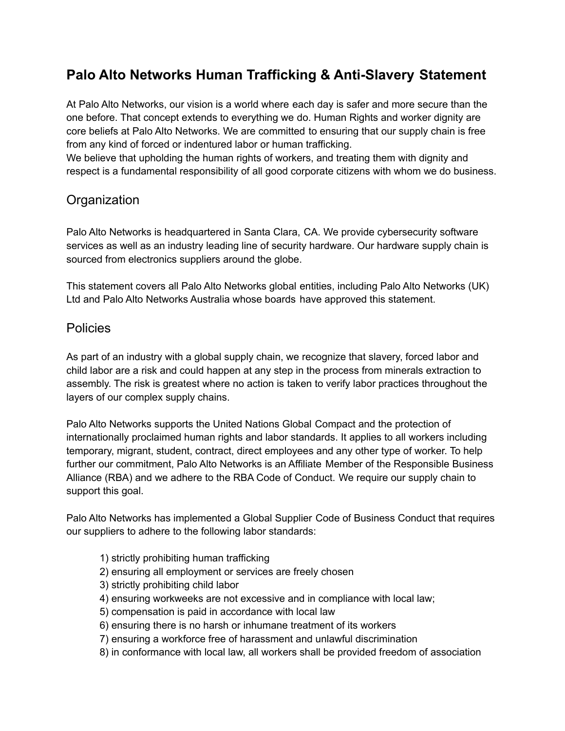# Palo Alto Networks Human Trafficking & Anti-Slavery Statement

At Palo Alto Networks, our vision is a world where each day is safer and more secure than the one before. That concept extends to everything we do. Human Rights and worker dignity are core beliefs at Palo Alto Networks. We are committed to ensuring that our supply chain is free from any kind of forced or indentured labor or human trafficking.
We believe that upholding the human rights of workers, and treating them with dignity and respect is a fundamental responsibility of all good corporate citizens with whom we do business.

## Organization

Palo Alto Networks is headquartered in Santa Clara, CA. We provide cybersecurity software services as well as an industry leading line of security hardware. Our hardware supply chain is sourced from electronics suppliers around the globe.

This statement covers all Palo Alto Networks global entities, including Palo Alto Networks (UK) Ltd and Palo Alto Networks Australia whose boards have approved this statement.

## Policies

As part of an industry with a global supply chain, we recognize that slavery, forced labor and child labor are a risk and could happen at any step in the process from minerals extraction to assembly. The risk is greatest where no action is taken to verify labor practices throughout the layers of our complex supply chains.

Palo Alto Networks supports the United Nations Global Compact and the protection of internationally proclaimed human rights and labor standards. It applies to all workers including temporary, migrant, student, contract, direct employees and any other type of worker. To help further our commitment, Palo Alto Networks is an Affiliate Member of the Responsible Business Alliance (RBA) and we adhere to the RBA Code of Conduct. We require our supply chain to support this goal.

Palo Alto Networks has implemented a Global Supplier Code of Business Conduct that requires our suppliers to adhere to the following labor standards:

1) strictly prohibiting human trafficking
2) ensuring all employment or services are freely chosen
3) strictly prohibiting child labor
4) ensuring workweeks are not excessive and in compliance with local law;
5) compensation is paid in accordance with local law
6) ensuring there is no harsh or inhumane treatment of its workers
7) ensuring a workforce free of harassment and unlawful discrimination
8) in conformance with local law, all workers shall be provided freedom of association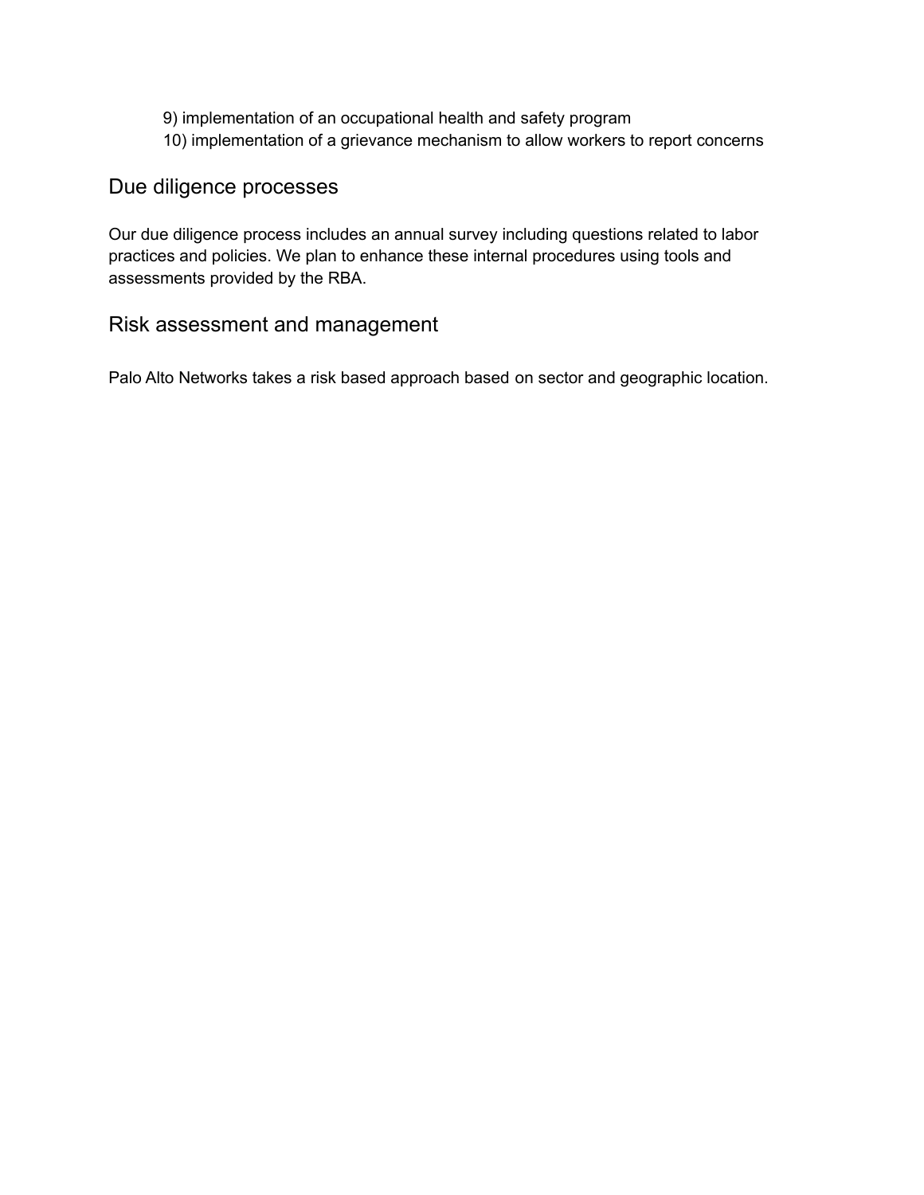9) implementation of an occupational health and safety program
10) implementation of a grievance mechanism to allow workers to report concerns

## Due diligence processes

Our due diligence process includes an annual survey including questions related to labor practices and policies. We plan to enhance these internal procedures using tools and assessments provided by the RBA.

## Risk assessment and management

Palo Alto Networks takes a risk based approach based on sector and geographic location.